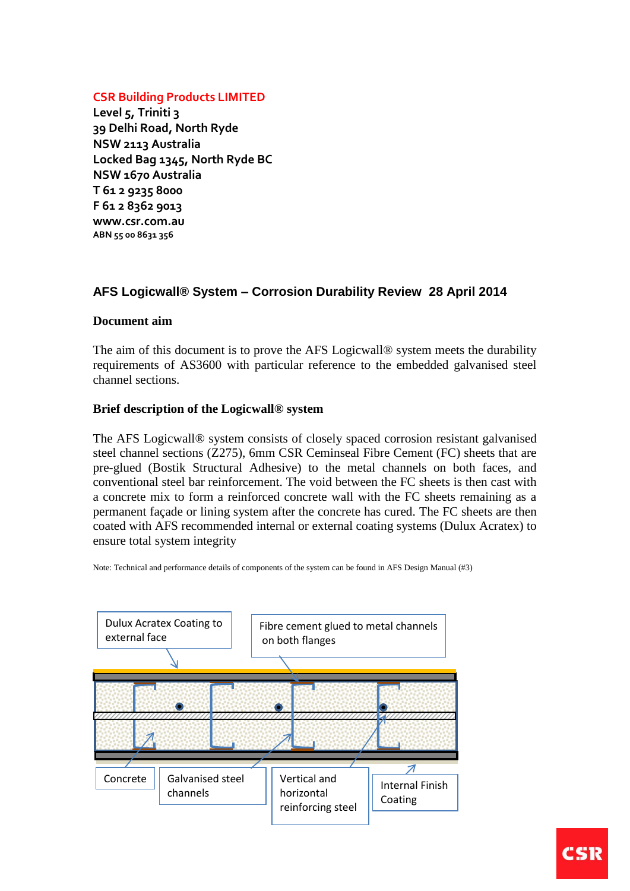**CSR Building Products LIMITED**
**Level 5, Triniti 3**
**39 Delhi Road, North Ryde**
**NSW 2113 Australia**
**Locked Bag 1345, North Ryde BC**
**NSW 1670 Australia**
**T 61 2 9235 8000**
**F 61 2 8362 9013**
**www.csr.com.au**
**ABN 55 00 8631 356**

## AFS Logicwall® System – Corrosion Durability Review 28 April 2014

### Document aim

The aim of this document is to prove the AFS Logicwall® system meets the durability requirements of AS3600 with particular reference to the embedded galvanised steel channel sections.

### Brief description of the Logicwall® system

The AFS Logicwall® system consists of closely spaced corrosion resistant galvanised steel channel sections (Z275), 6mm CSR Ceminseal Fibre Cement (FC) sheets that are pre-glued (Bostik Structural Adhesive) to the metal channels on both faces, and conventional steel bar reinforcement. The void between the FC sheets is then cast with a concrete mix to form a reinforced concrete wall with the FC sheets remaining as a permanent façade or lining system after the concrete has cured. The FC sheets are then coated with AFS recommended internal or external coating systems (Dulux Acratex) to ensure total system integrity

Note: Technical and performance details of components of the system can be found in AFS Design Manual (#3)

Dulux Acratex Coating to external face

Fibre cement glued to metal channels on both flanges

Concrete

Galvanised steel channels

Vertical and horizontal reinforcing steel

Internal Finish Coating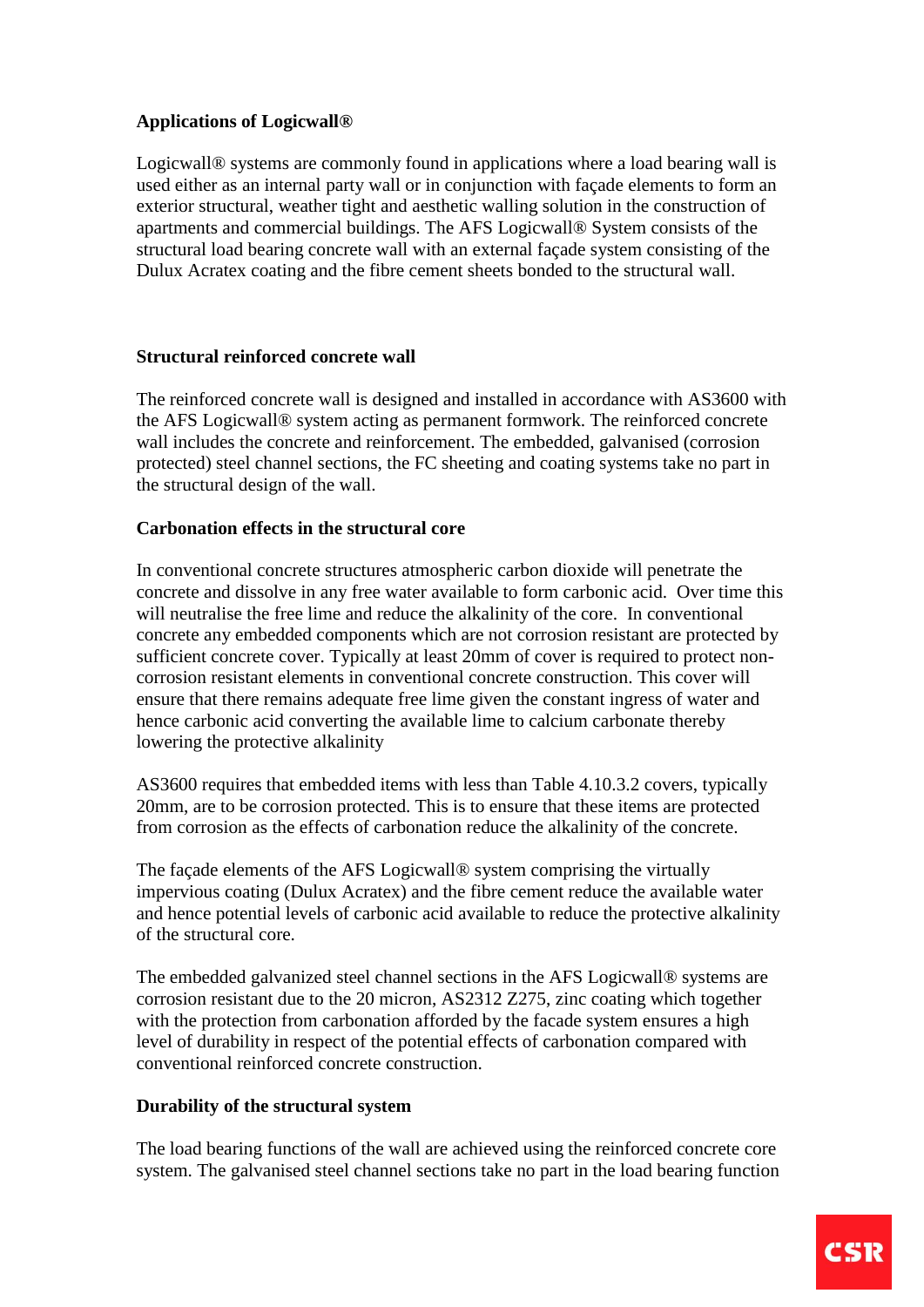**Applications of Logicwall®**

Logicwall® systems are commonly found in applications where a load bearing wall is used either as an internal party wall or in conjunction with façade elements to form an exterior structural, weather tight and aesthetic walling solution in the construction of apartments and commercial buildings. The AFS Logicwall® System consists of the structural load bearing concrete wall with an external façade system consisting of the Dulux Acratex coating and the fibre cement sheets bonded to the structural wall.

**Structural reinforced concrete wall**

The reinforced concrete wall is designed and installed in accordance with AS3600 with the AFS Logicwall® system acting as permanent formwork. The reinforced concrete wall includes the concrete and reinforcement. The embedded, galvanised (corrosion protected) steel channel sections, the FC sheeting and coating systems take no part in the structural design of the wall.

**Carbonation effects in the structural core**

In conventional concrete structures atmospheric carbon dioxide will penetrate the concrete and dissolve in any free water available to form carbonic acid. Over time this will neutralise the free lime and reduce the alkalinity of the core. In conventional concrete any embedded components which are not corrosion resistant are protected by sufficient concrete cover. Typically at least 20mm of cover is required to protect non-corrosion resistant elements in conventional concrete construction. This cover will ensure that there remains adequate free lime given the constant ingress of water and hence carbonic acid converting the available lime to calcium carbonate thereby lowering the protective alkalinity

AS3600 requires that embedded items with less than Table 4.10.3.2 covers, typically 20mm, are to be corrosion protected. This is to ensure that these items are protected from corrosion as the effects of carbonation reduce the alkalinity of the concrete.

The façade elements of the AFS Logicwall® system comprising the virtually impervious coating (Dulux Acratex) and the fibre cement reduce the available water and hence potential levels of carbonic acid available to reduce the protective alkalinity of the structural core.

The embedded galvanized steel channel sections in the AFS Logicwall® systems are corrosion resistant due to the 20 micron, AS2312 Z275, zinc coating which together with the protection from carbonation afforded by the facade system ensures a high level of durability in respect of the potential effects of carbonation compared with conventional reinforced concrete construction.

**Durability of the structural system**

The load bearing functions of the wall are achieved using the reinforced concrete core system. The galvanised steel channel sections take no part in the load bearing function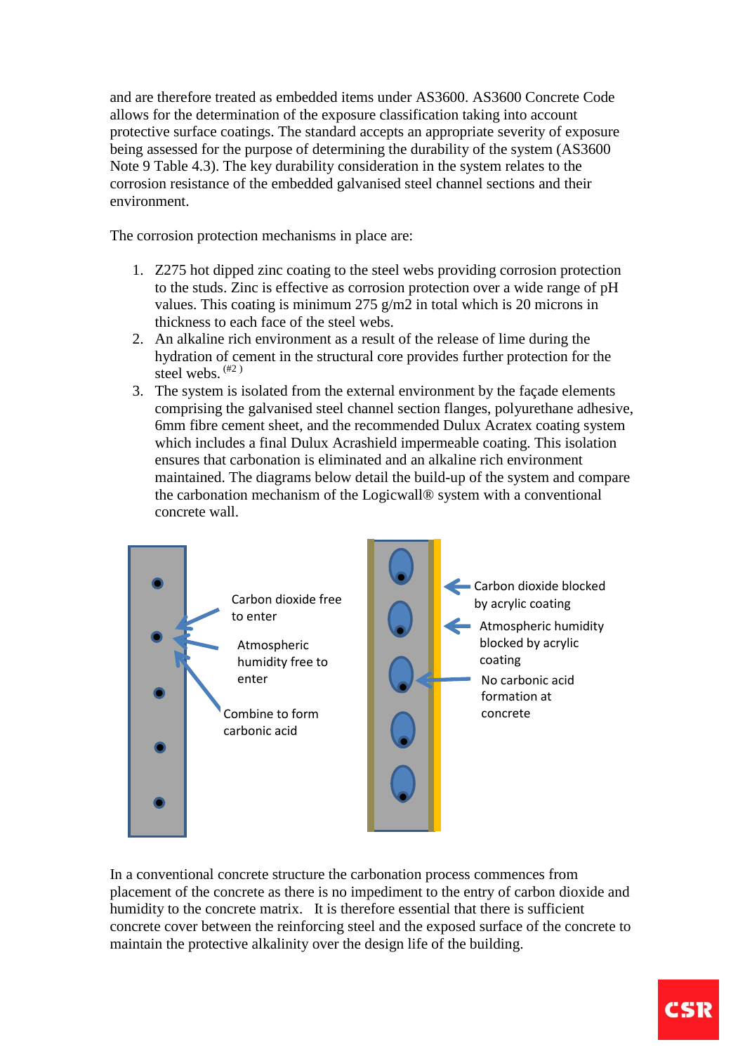and are therefore treated as embedded items under AS3600. AS3600 Concrete Code allows for the determination of the exposure classification taking into account protective surface coatings. The standard accepts an appropriate severity of exposure being assessed for the purpose of determining the durability of the system (AS3600 Note 9 Table 4.3). The key durability consideration in the system relates to the corrosion resistance of the embedded galvanised steel channel sections and their environment.

The corrosion protection mechanisms in place are:

1. Z275 hot dipped zinc coating to the steel webs providing corrosion protection to the studs. Zinc is effective as corrosion protection over a wide range of pH values. This coating is minimum 275 g/m2 in total which is 20 microns in thickness to each face of the steel webs.
2. An alkaline rich environment as a result of the release of lime during the hydration of cement in the structural core provides further protection for the steel webs. [(#2)]
3. The system is isolated from the external environment by the façade elements comprising the galvanised steel channel section flanges, polyurethane adhesive, 6mm fibre cement sheet, and the recommended Dulux Acratex coating system which includes a final Dulux Acrashield impermeable coating. This isolation ensures that carbonation is eliminated and an alkaline rich environment maintained. The diagrams below detail the build-up of the system and compare the carbonation mechanism of the Logicwall® system with a conventional concrete wall.

Carbon dioxide free to enter

Atmospheric humidity free to enter

Combine to form carbonic acid

Carbon dioxide blocked by acrylic coating

Atmospheric humidity blocked by acrylic coating

No carbonic acid formation at concrete

In a conventional concrete structure the carbonation process commences from placement of the concrete as there is no impediment to the entry of carbon dioxide and humidity to the concrete matrix. It is therefore essential that there is sufficient concrete cover between the reinforcing steel and the exposed surface of the concrete to maintain the protective alkalinity over the design life of the building.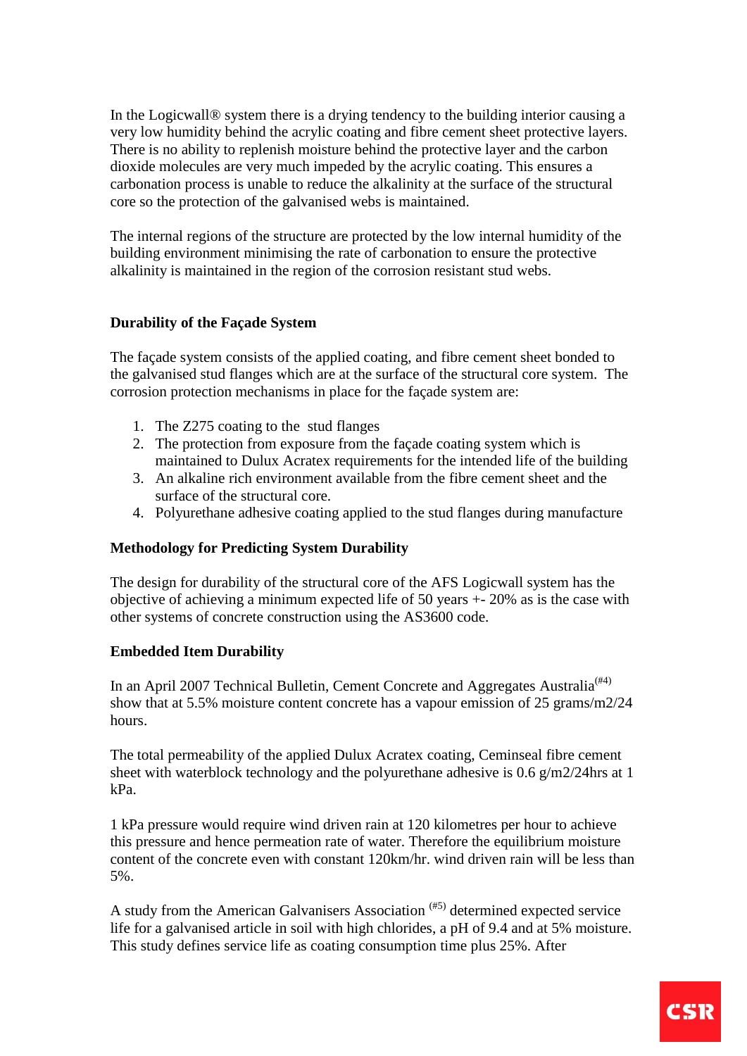In the Logicwall® system there is a drying tendency to the building interior causing a very low humidity behind the acrylic coating and fibre cement sheet protective layers. There is no ability to replenish moisture behind the protective layer and the carbon dioxide molecules are very much impeded by the acrylic coating. This ensures a carbonation process is unable to reduce the alkalinity at the surface of the structural core so the protection of the galvanised webs is maintained.

The internal regions of the structure are protected by the low internal humidity of the building environment minimising the rate of carbonation to ensure the protective alkalinity is maintained in the region of the corrosion resistant stud webs.

**Durability of the Façade System**

The façade system consists of the applied coating, and fibre cement sheet bonded to the galvanised stud flanges which are at the surface of the structural core system. The corrosion protection mechanisms in place for the façade system are:

1. The Z275 coating to the stud flanges
2. The protection from exposure from the façade coating system which is maintained to Dulux Acratex requirements for the intended life of the building
3. An alkaline rich environment available from the fibre cement sheet and the surface of the structural core.
4. Polyurethane adhesive coating applied to the stud flanges during manufacture

**Methodology for Predicting System Durability**

The design for durability of the structural core of the AFS Logicwall system has the objective of achieving a minimum expected life of 50 years +- 20% as is the case with other systems of concrete construction using the AS3600 code.

**Embedded Item Durability**

In an April 2007 Technical Bulletin, Cement Concrete and Aggregates Australia[#4] show that at 5.5% moisture content concrete has a vapour emission of 25 grams/m2/24 hours.

The total permeability of the applied Dulux Acratex coating, Ceminseal fibre cement sheet with waterblock technology and the polyurethane adhesive is 0.6 g/m2/24hrs at 1 kPa.

1 kPa pressure would require wind driven rain at 120 kilometres per hour to achieve this pressure and hence permeation rate of water. Therefore the equilibrium moisture content of the concrete even with constant 120km/hr. wind driven rain will be less than 5%.

A study from the American Galvanisers Association [#5] determined expected service life for a galvanised article in soil with high chlorides, a pH of 9.4 and at 5% moisture. This study defines service life as coating consumption time plus 25%. After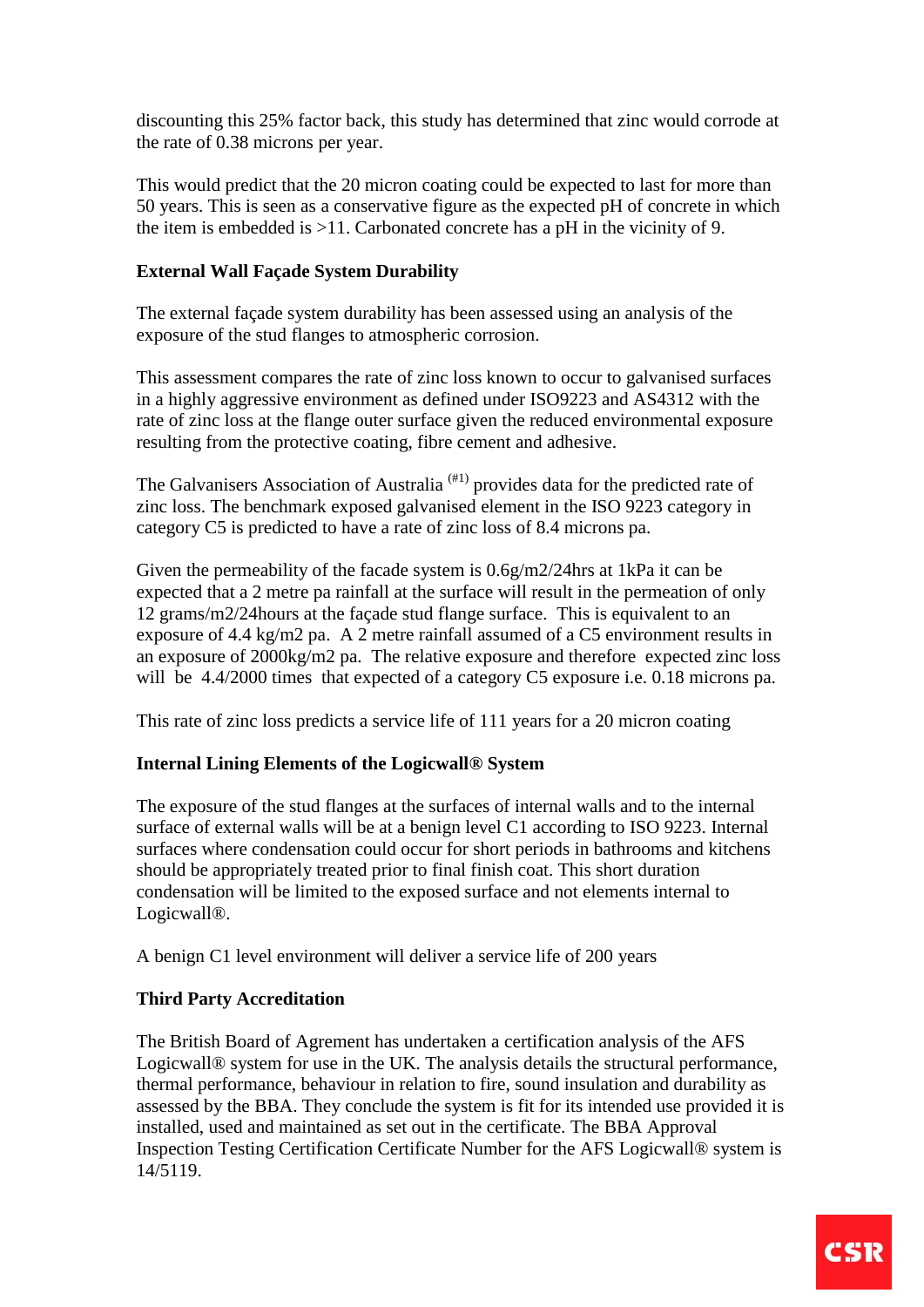discounting this 25% factor back, this study has determined that zinc would corrode at the rate of 0.38 microns per year.

This would predict that the 20 micron coating could be expected to last for more than 50 years. This is seen as a conservative figure as the expected pH of concrete in which the item is embedded is >11. Carbonated concrete has a pH in the vicinity of 9.

**External Wall Façade System Durability**

The external façade system durability has been assessed using an analysis of the exposure of the stud flanges to atmospheric corrosion.

This assessment compares the rate of zinc loss known to occur to galvanised surfaces in a highly aggressive environment as defined under ISO9223 and AS4312 with the rate of zinc loss at the flange outer surface given the reduced environmental exposure resulting from the protective coating, fibre cement and adhesive.

The Galvanisers Association of Australia [(#1)] provides data for the predicted rate of zinc loss. The benchmark exposed galvanised element in the ISO 9223 category in category C5 is predicted to have a rate of zinc loss of 8.4 microns pa.

Given the permeability of the facade system is 0.6g/m2/24hrs at 1kPa it can be expected that a 2 metre pa rainfall at the surface will result in the permeation of only 12 grams/m2/24hours at the façade stud flange surface. This is equivalent to an exposure of 4.4 kg/m2 pa. A 2 metre rainfall assumed of a C5 environment results in an exposure of 2000kg/m2 pa. The relative exposure and therefore expected zinc loss will be 4.4/2000 times that expected of a category C5 exposure i.e. 0.18 microns pa.

This rate of zinc loss predicts a service life of 111 years for a 20 micron coating

**Internal Lining Elements of the Logicwall® System**

The exposure of the stud flanges at the surfaces of internal walls and to the internal surface of external walls will be at a benign level C1 according to ISO 9223. Internal surfaces where condensation could occur for short periods in bathrooms and kitchens should be appropriately treated prior to final finish coat. This short duration condensation will be limited to the exposed surface and not elements internal to Logicwall®.

A benign C1 level environment will deliver a service life of 200 years

**Third Party Accreditation**

The British Board of Agrement has undertaken a certification analysis of the AFS Logicwall® system for use in the UK. The analysis details the structural performance, thermal performance, behaviour in relation to fire, sound insulation and durability as assessed by the BBA. They conclude the system is fit for its intended use provided it is installed, used and maintained as set out in the certificate. The BBA Approval Inspection Testing Certification Certificate Number for the AFS Logicwall® system is 14/5119.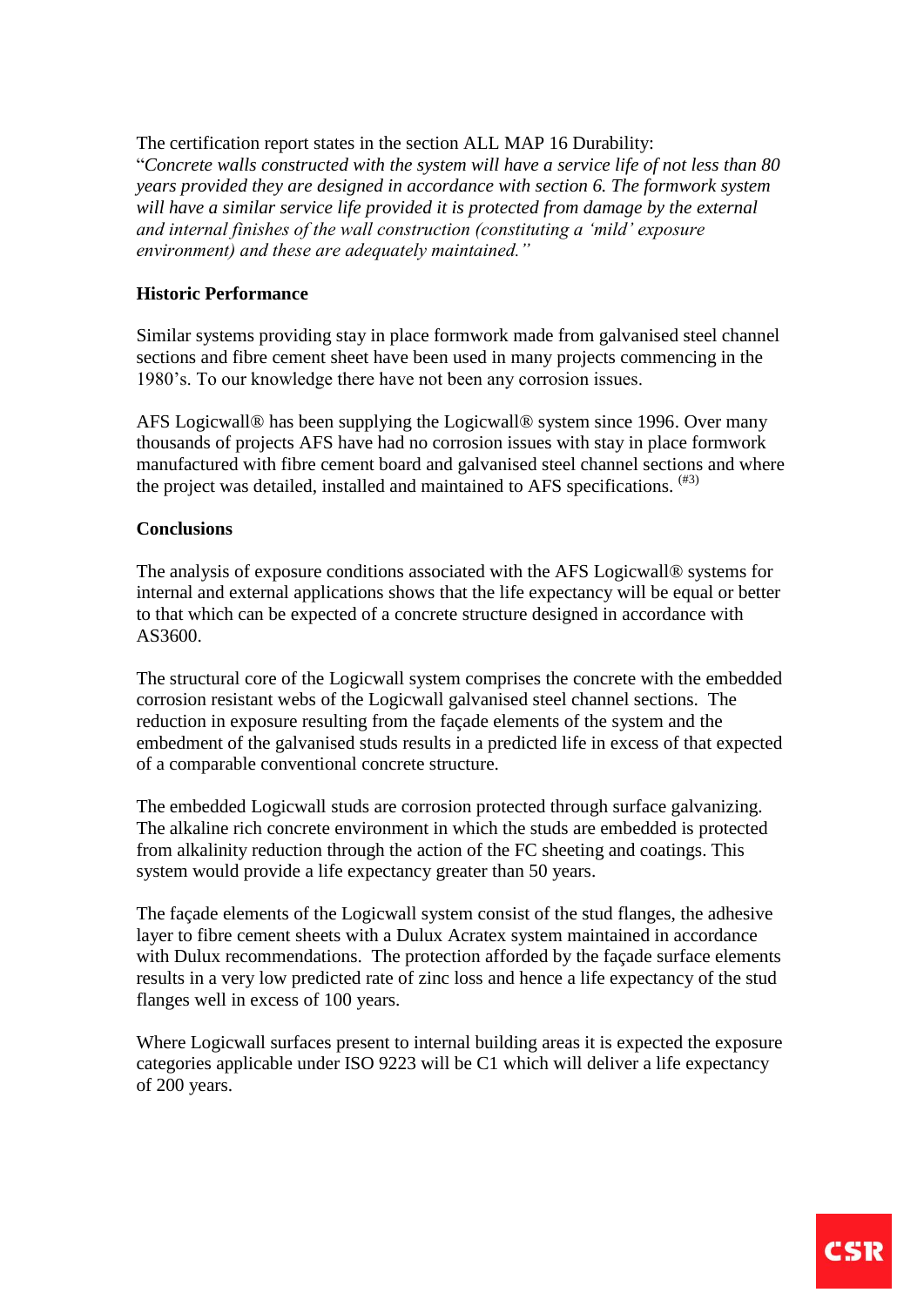The certification report states in the section ALL MAP 16 Durability:
"*Concrete walls constructed with the system will have a service life of not less than 80 years provided they are designed in accordance with section 6. The formwork system will have a similar service life provided it is protected from damage by the external and internal finishes of the wall construction (constituting a 'mild' exposure environment) and these are adequately maintained.*"

**Historic Performance**

Similar systems providing stay in place formwork made from galvanised steel channel sections and fibre cement sheet have been used in many projects commencing in the 1980's. To our knowledge there have not been any corrosion issues.

AFS Logicwall® has been supplying the Logicwall® system since 1996. Over many thousands of projects AFS have had no corrosion issues with stay in place formwork manufactured with fibre cement board and galvanised steel channel sections and where the project was detailed, installed and maintained to AFS specifications. [(#3)]

**Conclusions**

The analysis of exposure conditions associated with the AFS Logicwall® systems for internal and external applications shows that the life expectancy will be equal or better to that which can be expected of a concrete structure designed in accordance with AS3600.

The structural core of the Logicwall system comprises the concrete with the embedded corrosion resistant webs of the Logicwall galvanised steel channel sections. The reduction in exposure resulting from the façade elements of the system and the embedment of the galvanised studs results in a predicted life in excess of that expected of a comparable conventional concrete structure.

The embedded Logicwall studs are corrosion protected through surface galvanizing. The alkaline rich concrete environment in which the studs are embedded is protected from alkalinity reduction through the action of the FC sheeting and coatings. This system would provide a life expectancy greater than 50 years.

The façade elements of the Logicwall system consist of the stud flanges, the adhesive layer to fibre cement sheets with a Dulux Acratex system maintained in accordance with Dulux recommendations. The protection afforded by the façade surface elements results in a very low predicted rate of zinc loss and hence a life expectancy of the stud flanges well in excess of 100 years.

Where Logicwall surfaces present to internal building areas it is expected the exposure categories applicable under ISO 9223 will be C1 which will deliver a life expectancy of 200 years.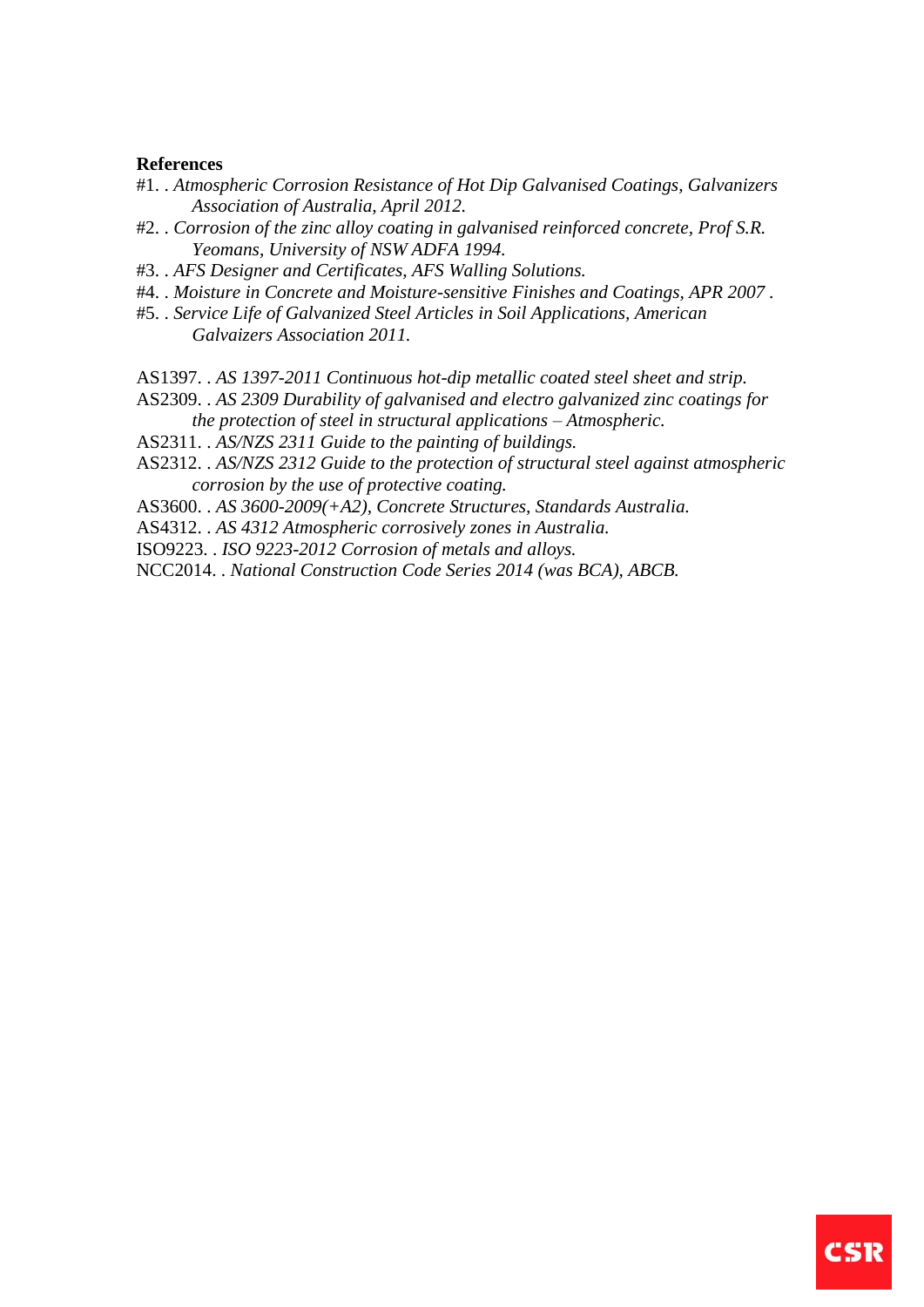**References**

#1. . *Atmospheric Corrosion Resistance of Hot Dip Galvanised Coatings, Galvanizers Association of Australia, April 2012.*

#2. . *Corrosion of the zinc alloy coating in galvanised reinforced concrete, Prof S.R. Yeomans, University of NSW ADFA 1994.*

#3. . *AFS Designer and Certificates, AFS Walling Solutions.*

#4. . *Moisture in Concrete and Moisture-sensitive Finishes and Coatings, APR 2007 .*

#5. . *Service Life of Galvanized Steel Articles in Soil Applications, American Galvaizers Association 2011.*

AS1397. . *AS 1397-2011 Continuous hot-dip metallic coated steel sheet and strip.*

AS2309. . *AS 2309 Durability of galvanised and electro galvanized zinc coatings for the protection of steel in structural applications – Atmospheric.*

AS2311. . *AS/NZS 2311 Guide to the painting of buildings.*

AS2312. . *AS/NZS 2312 Guide to the protection of structural steel against atmospheric corrosion by the use of protective coating.*

AS3600. . *AS 3600-2009(+A2), Concrete Structures, Standards Australia.*

AS4312. . *AS 4312 Atmospheric corrosively zones in Australia.*

ISO9223. . *ISO 9223-2012 Corrosion of metals and alloys.*

NCC2014. . *National Construction Code Series 2014 (was BCA), ABCB.*